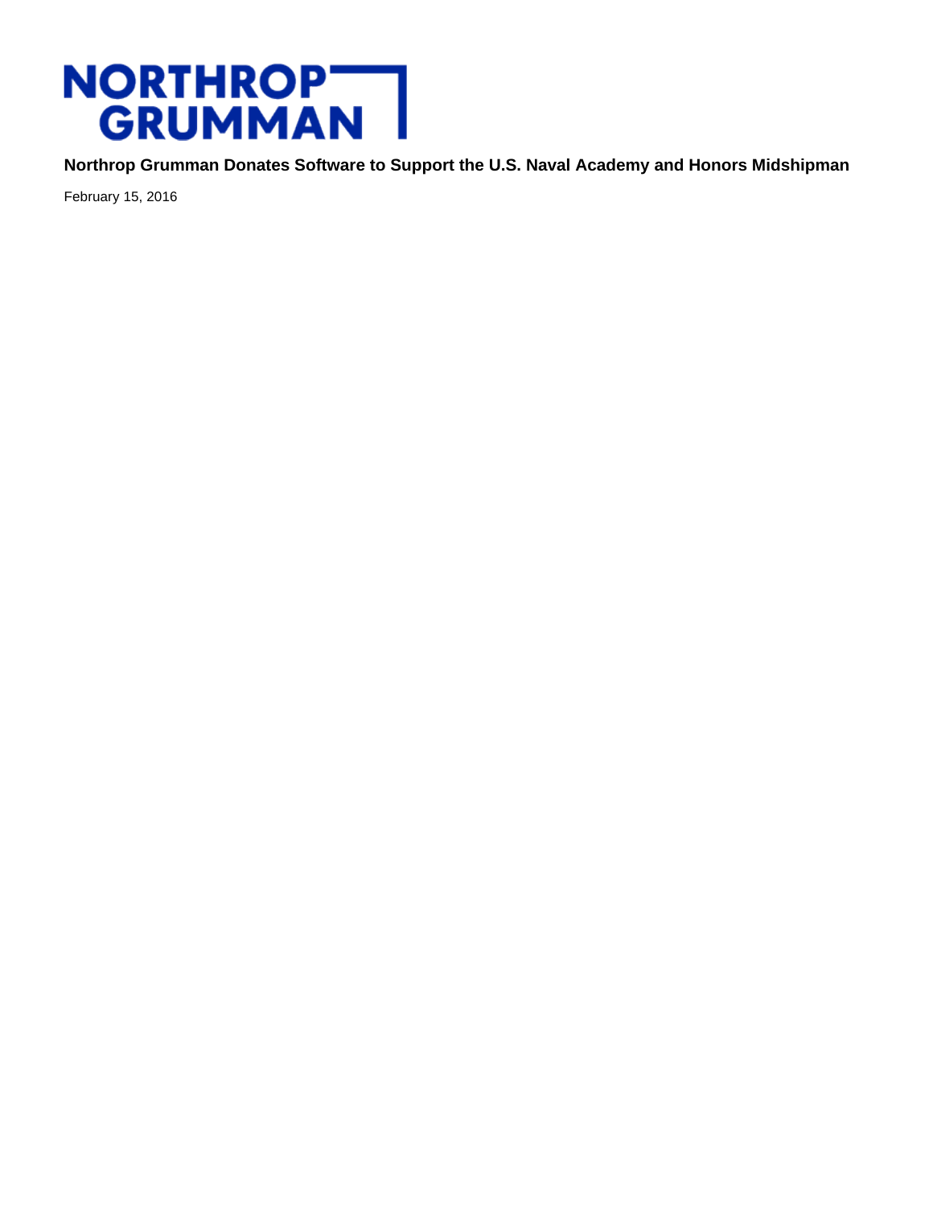NORTHROP GRUMMAN

# Northrop Grumman Donates Software to Support the U.S. Naval Academy and Honors Midshipman

February 15, 2016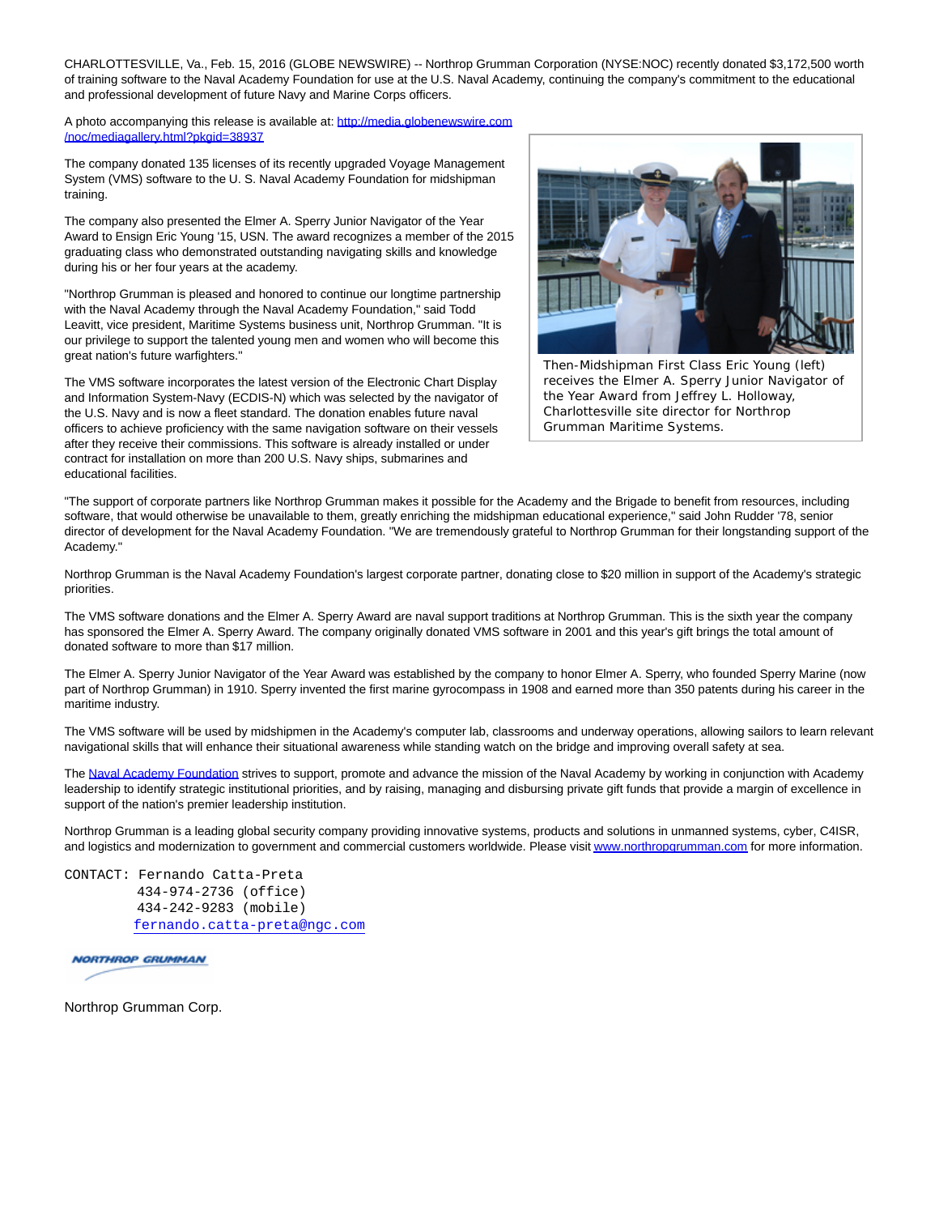CHARLOTTESVILLE, Va., Feb. 15, 2016 (GLOBE NEWSWIRE) -- Northrop Grumman Corporation (NYSE:NOC) recently donated $3,172,500 worth of training software to the Naval Academy Foundation for use at the U.S. Naval Academy, continuing the company's commitment to the educational and professional development of future Navy and Marine Corps officers.

A photo accompanying this release is available at: http://media.globenewswire.com/noc/mediagallery.html?pkgid=38937

The company donated 135 licenses of its recently upgraded Voyage Management System (VMS) software to the U. S. Naval Academy Foundation for midshipman training.

The company also presented the Elmer A. Sperry Junior Navigator of the Year Award to Ensign Eric Young '15, USN. The award recognizes a member of the 2015 graduating class who demonstrated outstanding navigating skills and knowledge during his or her four years at the academy.

"Northrop Grumman is pleased and honored to continue our longtime partnership with the Naval Academy through the Naval Academy Foundation," said Todd Leavitt, vice president, Maritime Systems business unit, Northrop Grumman. "It is our privilege to support the talented young men and women who will become this great nation's future warfighters."

The VMS software incorporates the latest version of the Electronic Chart Display and Information System-Navy (ECDIS-N) which was selected by the navigator of the U.S. Navy and is now a fleet standard. The donation enables future naval officers to achieve proficiency with the same navigation software on their vessels after they receive their commissions. This software is already installed or under contract for installation on more than 200 U.S. Navy ships, submarines and educational facilities.

Then-Midshipman First Class Eric Young (left) receives the Elmer A. Sperry Junior Navigator of the Year Award from Jeffrey L. Holloway, Charlottesville site director for Northrop Grumman Maritime Systems.

"The support of corporate partners like Northrop Grumman makes it possible for the Academy and the Brigade to benefit from resources, including software, that would otherwise be unavailable to them, greatly enriching the midshipman educational experience," said John Rudder '78, senior director of development for the Naval Academy Foundation. "We are tremendously grateful to Northrop Grumman for their longstanding support of the Academy."

Northrop Grumman is the Naval Academy Foundation's largest corporate partner, donating close to $20 million in support of the Academy's strategic priorities.

The VMS software donations and the Elmer A. Sperry Award are naval support traditions at Northrop Grumman. This is the sixth year the company has sponsored the Elmer A. Sperry Award. The company originally donated VMS software in 2001 and this year's gift brings the total amount of donated software to more than $17 million.

The Elmer A. Sperry Junior Navigator of the Year Award was established by the company to honor Elmer A. Sperry, who founded Sperry Marine (now part of Northrop Grumman) in 1910. Sperry invented the first marine gyrocompass in 1908 and earned more than 350 patents during his career in the maritime industry.

The VMS software will be used by midshipmen in the Academy's computer lab, classrooms and underway operations, allowing sailors to learn relevant navigational skills that will enhance their situational awareness while standing watch on the bridge and improving overall safety at sea.

The Naval Academy Foundation strives to support, promote and advance the mission of the Naval Academy by working in conjunction with Academy leadership to identify strategic institutional priorities, and by raising, managing and disbursing private gift funds that provide a margin of excellence in support of the nation's premier leadership institution.

Northrop Grumman is a leading global security company providing innovative systems, products and solutions in unmanned systems, cyber, C4ISR, and logistics and modernization to government and commercial customers worldwide. Please visit www.northropgrumman.com for more information.

```
CONTACT: Fernando Catta-Preta
         434-974-2736 (office)
         434-242-9283 (mobile)
         fernando.catta-preta@ngc.com
```

NORTHROP GRUMMAN

Northrop Grumman Corp.